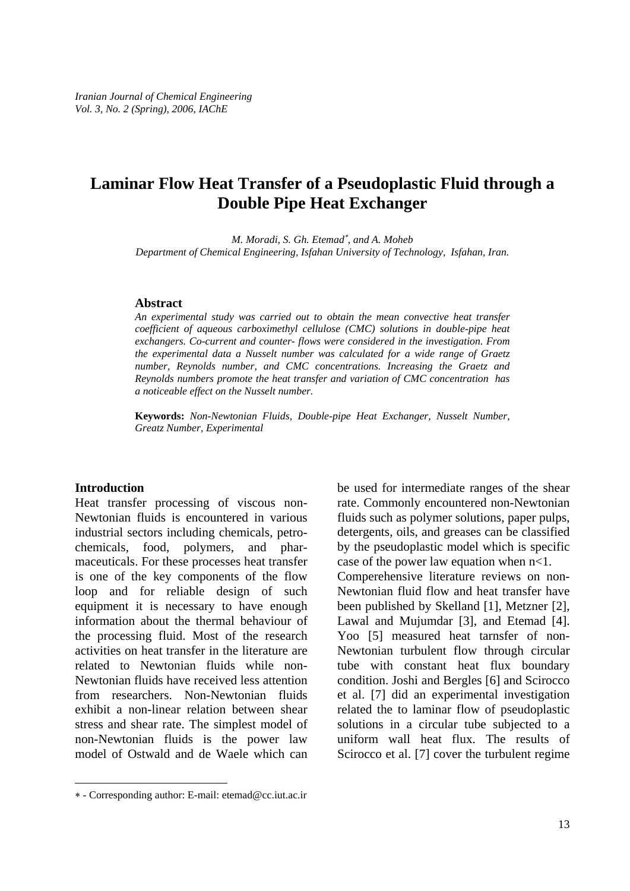# Laminar Flow Heat Transfer of a Pseudoplastic Fluid through a Double Pipe Heat Exchanger

*M. Moradi, S. Gh. Etemad*, and A. Moheb*
*Department of Chemical Engineering, Isfahan University of Technology, Isfahan, Iran.*

## Abstract

*An experimental study was carried out to obtain the mean convective heat transfer coefficient of aqueous carboximethyl cellulose (CMC) solutions in double-pipe heat exchangers. Co-current and counter- flows were considered in the investigation. From the experimental data a Nusselt number was calculated for a wide range of Graetz number, Reynolds number, and CMC concentrations. Increasing the Graetz and Reynolds numbers promote the heat transfer and variation of CMC concentration has a noticeable effect on the Nusselt number.*

**Keywords:** *Non-Newtonian Fluids, Double-pipe Heat Exchanger, Nusselt Number, Greatz Number, Experimental*

## Introduction

Heat transfer processing of viscous non-Newtonian fluids is encountered in various industrial sectors including chemicals, petro-chemicals, food, polymers, and pharmaceuticals. For these processes heat transfer is one of the key components of the flow loop and for reliable design of such equipment it is necessary to have enough information about the thermal behaviour of the processing fluid. Most of the research activities on heat transfer in the literature are related to Newtonian fluids while non-Newtonian fluids have received less attention from researchers. Non-Newtonian fluids exhibit a non-linear relation between shear stress and shear rate. The simplest model of non-Newtonian fluids is the power law model of Ostwald and de Waele which can be used for intermediate ranges of the shear rate. Commonly encountered non-Newtonian fluids such as polymer solutions, paper pulps, detergents, oils, and greases can be classified by the pseudoplastic model which is specific case of the power law equation when $n<1$.

Comperehensive literature reviews on non-Newtonian fluid flow and heat transfer have been published by Skelland [1], Metzner [2], Lawal and Mujumdar [3], and Etemad [4]. Yoo [5] measured heat tarnsfer of non-Newtonian turbulent flow through circular tube with constant heat flux boundary condition. Joshi and Bergles [6] and Scirocco et al. [7] did an experimental investigation related the to laminar flow of pseudoplastic solutions in a circular tube subjected to a uniform wall heat flux. The results of Scirocco et al. [7] cover the turbulent regime

---

* - Corresponding author: E-mail: etemad@cc.iut.ac.ir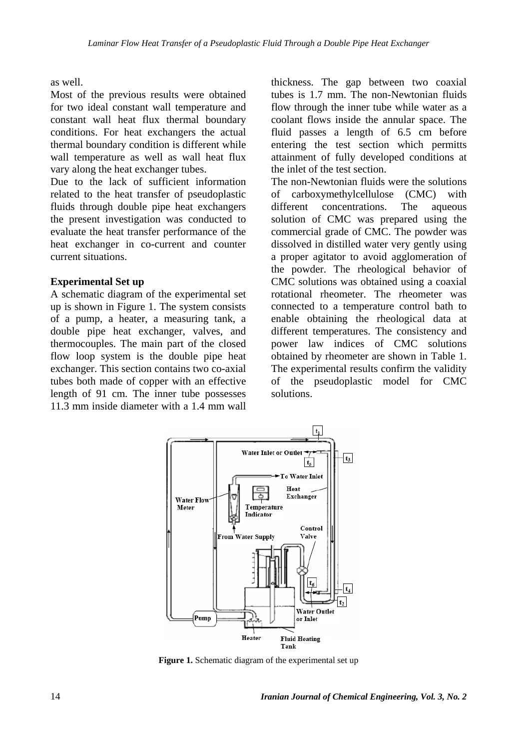as well.

Most of the previous results were obtained for two ideal constant wall temperature and constant wall heat flux thermal boundary conditions. For heat exchangers the actual thermal boundary condition is different while wall temperature as well as wall heat flux vary along the heat exchanger tubes.

Due to the lack of sufficient information related to the heat transfer of pseudoplastic fluids through double pipe heat exchangers the present investigation was conducted to evaluate the heat transfer performance of the heat exchanger in co-current and counter current situations.

**Experimental Set up**

A schematic diagram of the experimental set up is shown in Figure 1. The system consists of a pump, a heater, a measuring tank, a double pipe heat exchanger, valves, and thermocouples. The main part of the closed flow loop system is the double pipe heat exchanger. This section contains two co-axial tubes both made of copper with an effective length of 91 cm. The inner tube possesses 11.3 mm inside diameter with a 1.4 mm wall thickness. The gap between two coaxial tubes is 1.7 mm. The non-Newtonian fluids flow through the inner tube while water as a coolant flows inside the annular space. The fluid passes a length of 6.5 cm before entering the test section which permitts attainment of fully developed conditions at the inlet of the test section.

The non-Newtonian fluids were the solutions of carboxymethylcellulose (CMC) with different concentrations. The aqueous solution of CMC was prepared using the commercial grade of CMC. The powder was dissolved in distilled water very gently using a proper agitator to avoid agglomeration of the powder. The rheological behavior of CMC solutions was obtained using a coaxial rotational rheometer. The rheometer was connected to a temperature control bath to enable obtaining the rheological data at different temperatures. The consistency and power law indices of CMC solutions obtained by rheometer are shown in Table 1. The experimental results confirm the validity of the pseudoplastic model for CMC solutions.

**Figure 1.** Schematic diagram of the experimental set up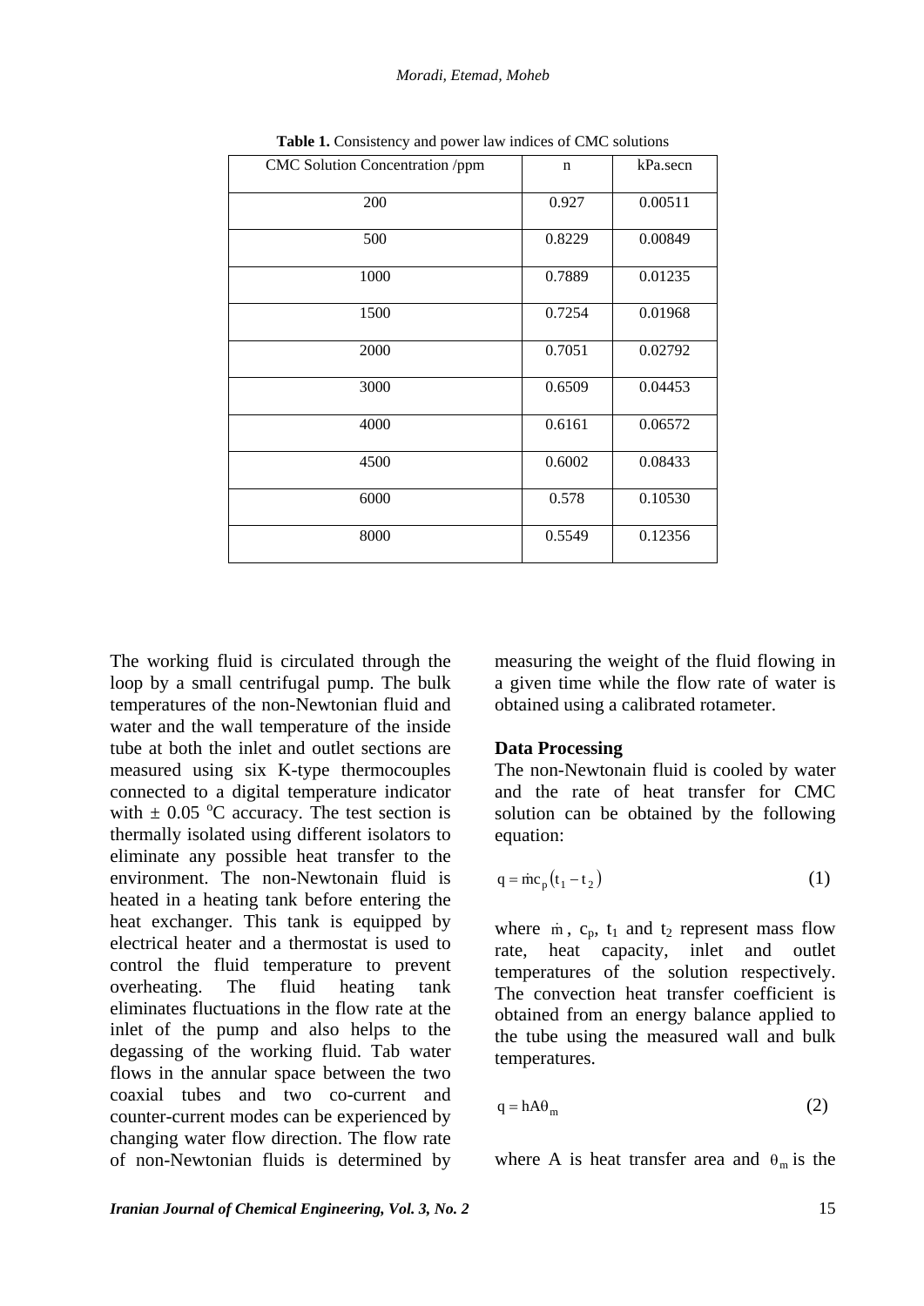**Table 1.** Consistency and power law indices of CMC solutions

| CMC Solution Concentration /ppm | n | kPa.secn |
|---|---|---|
| 200 | 0.927 | 0.00511 |
| 500 | 0.8229 | 0.00849 |
| 1000 | 0.7889 | 0.01235 |
| 1500 | 0.7254 | 0.01968 |
| 2000 | 0.7051 | 0.02792 |
| 3000 | 0.6509 | 0.04453 |
| 4000 | 0.6161 | 0.06572 |
| 4500 | 0.6002 | 0.08433 |
| 6000 | 0.578 | 0.10530 |
| 8000 | 0.5549 | 0.12356 |

The working fluid is circulated through the loop by a small centrifugal pump. The bulk temperatures of the non-Newtonian fluid and water and the wall temperature of the inside tube at both the inlet and outlet sections are measured using six K-type thermocouples connected to a digital temperature indicator with $\pm$ 0.05 $^{o}$C accuracy. The test section is thermally isolated using different isolators to eliminate any possible heat transfer to the environment. The non-Newtonain fluid is heated in a heating tank before entering the heat exchanger. This tank is equipped by electrical heater and a thermostat is used to control the fluid temperature to prevent overheating. The fluid heating tank eliminates fluctuations in the flow rate at the inlet of the pump and also helps to the degassing of the working fluid. Tab water flows in the annular space between the two coaxial tubes and two co-current and counter-current modes can be experienced by changing water flow direction. The flow rate of non-Newtonian fluids is determined by measuring the weight of the fluid flowing in a given time while the flow rate of water is obtained using a calibrated rotameter.

## Data Processing

The non-Newtonain fluid is cooled by water and the rate of heat transfer for CMC solution can be obtained by the following equation:

$$q = \dot{m}c_p\left(t_1 - t_2\right) \quad (1)$$

where $\dot{m}$, $c_p$, $t_1$ and $t_2$ represent mass flow rate, heat capacity, inlet and outlet temperatures of the solution respectively. The convection heat transfer coefficient is obtained from an energy balance applied to the tube using the measured wall and bulk temperatures.

$$q = hA\theta_m \quad (2)$$

where A is heat transfer area and $\theta_m$ is the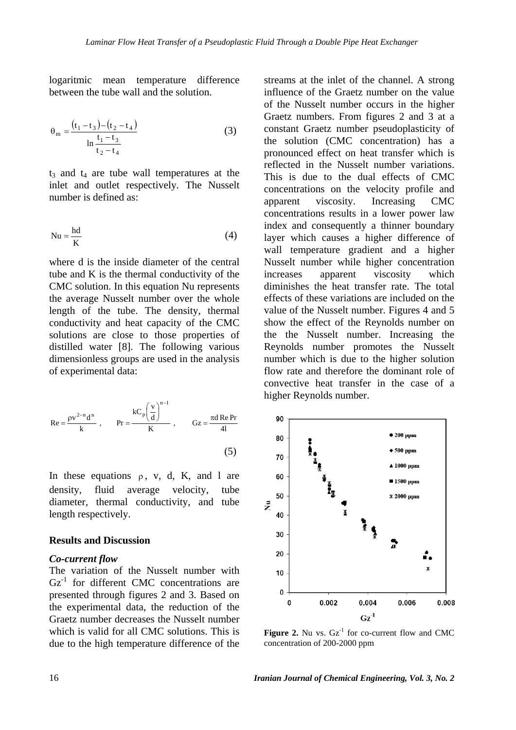logaritmic mean temperature difference between the tube wall and the solution.

$$\theta_m = \frac{(t_1 - t_3) - (t_2 - t_4)}{\ln \frac{t_1 - t_3}{t_2 - t_4}} \quad (3)$$

$t_3$ and $t_4$ are tube wall temperatures at the inlet and outlet respectively. The Nusselt number is defined as:

$$Nu = \frac{hd}{K} \quad (4)$$

where d is the inside diameter of the central tube and K is the thermal conductivity of the CMC solution. In this equation Nu represents the average Nusselt number over the whole length of the tube. The density, thermal conductivity and heat capacity of the CMC solutions are close to those properties of distilled water [8]. The following various dimensionless groups are used in the analysis of experimental data:

$$Re = \frac{\rho v^{2-n} d^n}{k}, \qquad Pr = \frac{kC_p \left(\frac{v}{d}\right)^{n-1}}{K}, \qquad Gz = \frac{\pi d \, Re \, Pr}{4l} \quad (5)$$

In these equations $\rho$, v, d, K, and l are density, fluid average velocity, tube diameter, thermal conductivity, and tube length respectively.

## Results and Discussion

### *Co-current flow*

The variation of the Nusselt number with $Gz^{-1}$ for different CMC concentrations are presented through figures 2 and 3. Based on the experimental data, the reduction of the Graetz number decreases the Nusselt number which is valid for all CMC solutions. This is due to the high temperature difference of the streams at the inlet of the channel. A strong influence of the Graetz number on the value of the Nusselt number occurs in the higher Graetz numbers. From figures 2 and 3 at a constant Graetz number pseudoplasticity of the solution (CMC concentration) has a pronounced effect on heat transfer which is reflected in the Nusselt number variations. This is due to the dual effects of CMC concentrations on the velocity profile and apparent viscosity. Increasing CMC concentrations results in a lower power law index and consequently a thinner boundary layer which causes a higher difference of wall temperature gradient and a higher Nusselt number while higher concentration increases apparent viscosity which diminishes the heat transfer rate. The total effects of these variations are included on the value of the Nusselt number. Figures 4 and 5 show the effect of the Reynolds number on the the Nusselt number. Increasing the Reynolds number promotes the Nusselt number which is due to the higher solution flow rate and therefore the dominant role of convective heat transfer in the case of a higher Reynolds number.

**Figure 2.** Nu vs. $Gz^{-1}$ for co-current flow and CMC concentration of 200-2000 ppm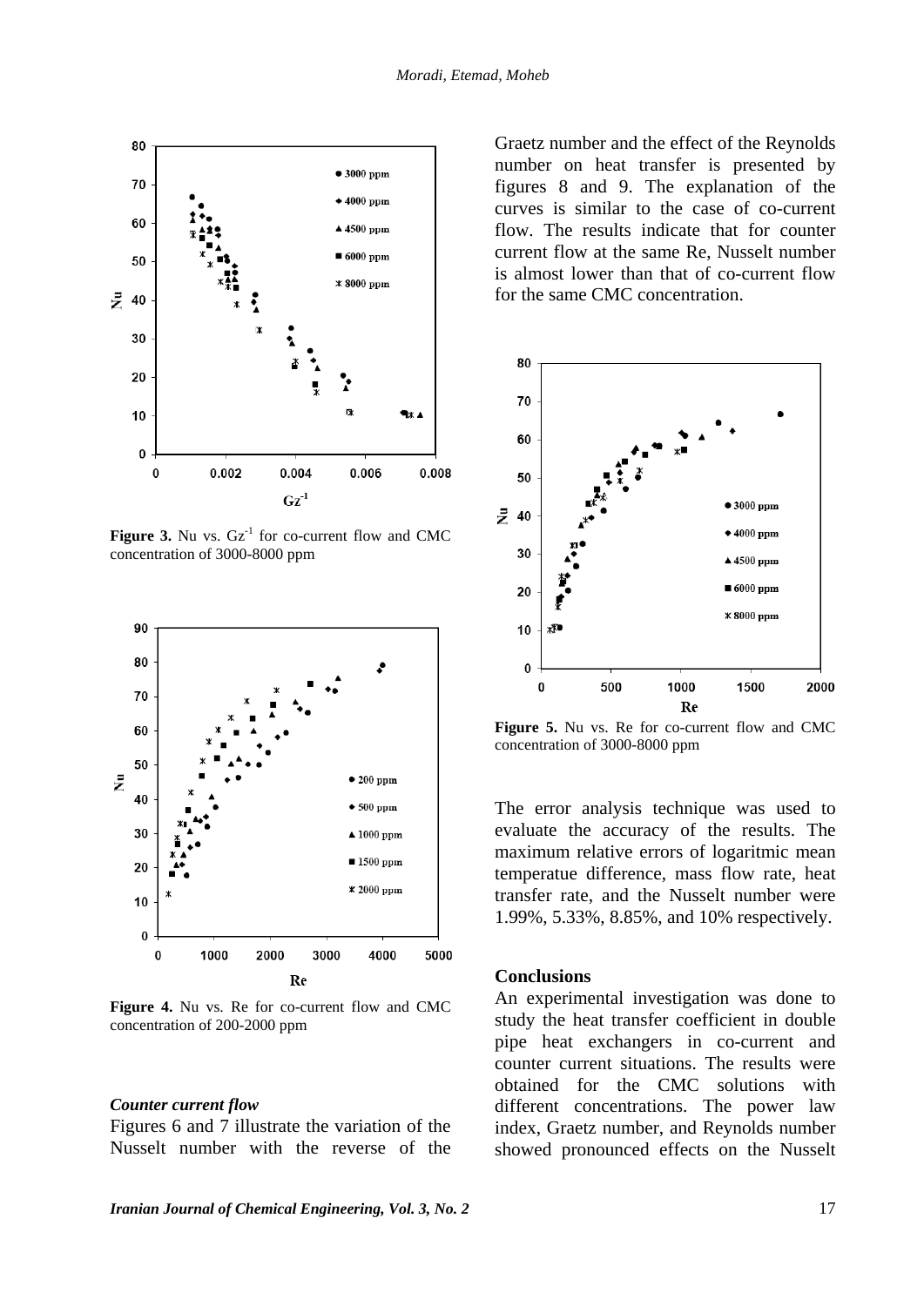Figure 3. Nu vs. $Gz^{-1}$ for co-current flow and CMC concentration of 3000-8000 ppm

Figure 4. Nu vs. Re for co-current flow and CMC concentration of 200-2000 ppm

#### *Counter current flow*

Figures 6 and 7 illustrate the variation of the Nusselt number with the reverse of the Graetz number and the effect of the Reynolds number on heat transfer is presented by figures 8 and 9. The explanation of the curves is similar to the case of co-current flow. The results indicate that for counter current flow at the same Re, Nusselt number is almost lower than that of co-current flow for the same CMC concentration.

Figure 5. Nu vs. Re for co-current flow and CMC concentration of 3000-8000 ppm

The error analysis technique was used to evaluate the accuracy of the results. The maximum relative errors of logaritmic mean temperatue difference, mass flow rate, heat transfer rate, and the Nusselt number were 1.99%, 5.33%, 8.85%, and 10% respectively.

## Conclusions

An experimental investigation was done to study the heat transfer coefficient in double pipe heat exchangers in co-current and counter current situations. The results were obtained for the CMC solutions with different concentrations. The power law index, Graetz number, and Reynolds number showed pronounced effects on the Nusselt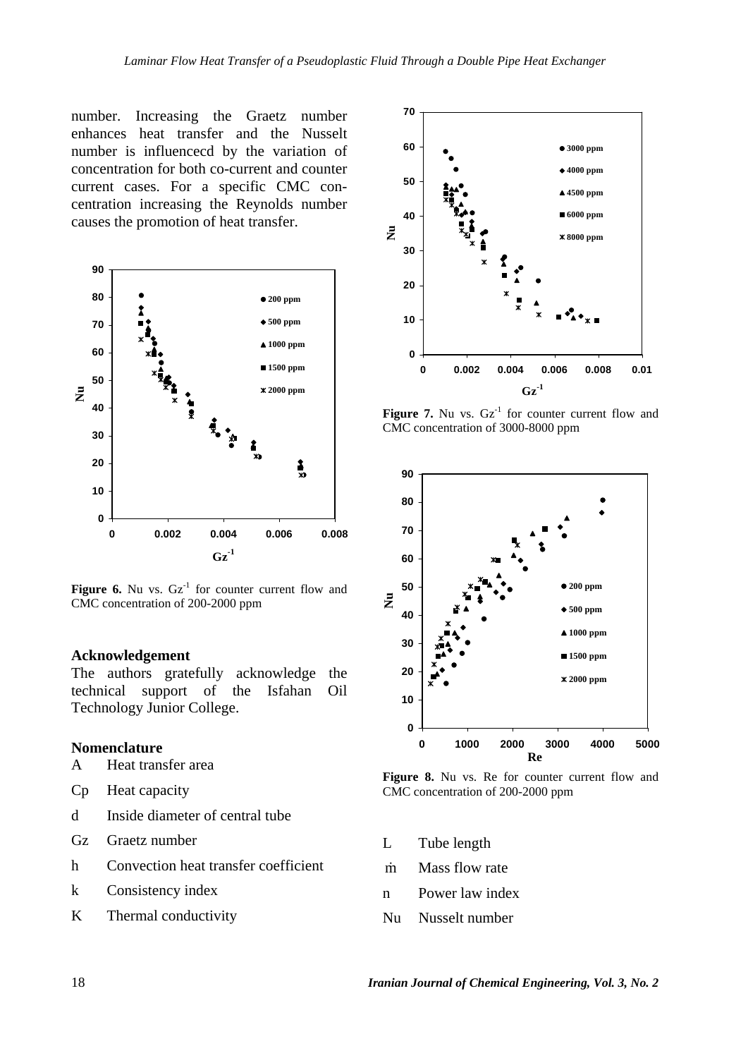number. Increasing the Graetz number enhances heat transfer and the Nusselt number is influencecd by the variation of concentration for both co-current and counter current cases. For a specific CMC concentration increasing the Reynolds number causes the promotion of heat transfer.

**Figure 6.** Nu vs. $Gz^{-1}$ for counter current flow and CMC concentration of 200-2000 ppm

**Figure 7.** Nu vs. $Gz^{-1}$ for counter current flow and CMC concentration of 3000-8000 ppm

**Figure 8.** Nu vs. Re for counter current flow and CMC concentration of 200-2000 ppm

### Acknowledgement

The authors gratefully acknowledge the technical support of the Isfahan Oil Technology Junior College.

### Nomenclature

| | |
|---|---|
| A | Heat transfer area |
| Cp | Heat capacity |
| d | Inside diameter of central tube |
| Gz | Graetz number |
| h | Convection heat transfer coefficient |
| k | Consistency index |
| K | Thermal conductivity |
| L | Tube length |
| $\dot{m}$ | Mass flow rate |
| n | Power law index |
| Nu | Nusselt number |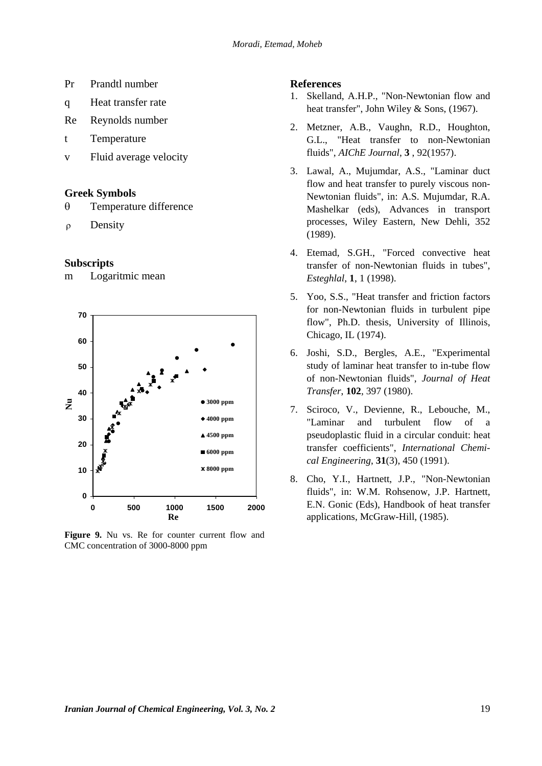| | |
|---|---|
| Pr | Prandtl number |
| q | Heat transfer rate |
| Re | Reynolds number |
| t | Temperature |
| v | Fluid average velocity |

**Greek Symbols**

| | |
|---|---|
| $\theta$ | Temperature difference |
| $\rho$ | Density |

**Subscripts**

| | |
|---|---|
| m | Logaritmic mean |

70
60
50
40
30
20
10
0
Nu
0
500
1000
1500
2000
Re
3000 ppm
4000 ppm
4500 ppm
6000 ppm
8000 ppm

**Figure 9.** Nu vs. Re for counter current flow and CMC concentration of 3000-8000 ppm

## References

1. Skelland, A.H.P., "Non-Newtonian flow and heat transfer", John Wiley & Sons, (1967).
2. Metzner, A.B., Vaughn, R.D., Houghton, G.L., "Heat transfer to non-Newtonian fluids", *AIChE Journal*, **3** , 92(1957).
3. Lawal, A., Mujumdar, A.S., "Laminar duct flow and heat transfer to purely viscous non-Newtonian fluids", in: A.S. Mujumdar, R.A. Mashelkar (eds), Advances in transport processes, Wiley Eastern, New Dehli, 352 (1989).
4. Etemad, S.GH., "Forced convective heat transfer of non-Newtonian fluids in tubes", *Esteghlal*, **1**, 1 (1998).
5. Yoo, S.S., "Heat transfer and friction factors for non-Newtonian fluids in turbulent pipe flow", Ph.D. thesis, University of Illinois, Chicago, IL (1974).
6. Joshi, S.D., Bergles, A.E., "Experimental study of laminar heat transfer to in-tube flow of non-Newtonian fluids", *Journal of Heat Transfer*, **102**, 397 (1980).
7. Sciroco, V., Devienne, R., Lebouche, M., "Laminar and turbulent flow of a pseudoplastic fluid in a circular conduit: heat transfer coefficients", *International Chemical Engineering*, **31**(3), 450 (1991).
8. Cho, Y.I., Hartnett, J.P., "Non-Newtonian fluids", in: W.M. Rohsenow, J.P. Hartnett, E.N. Gonic (Eds), Handbook of heat transfer applications, McGraw-Hill, (1985).